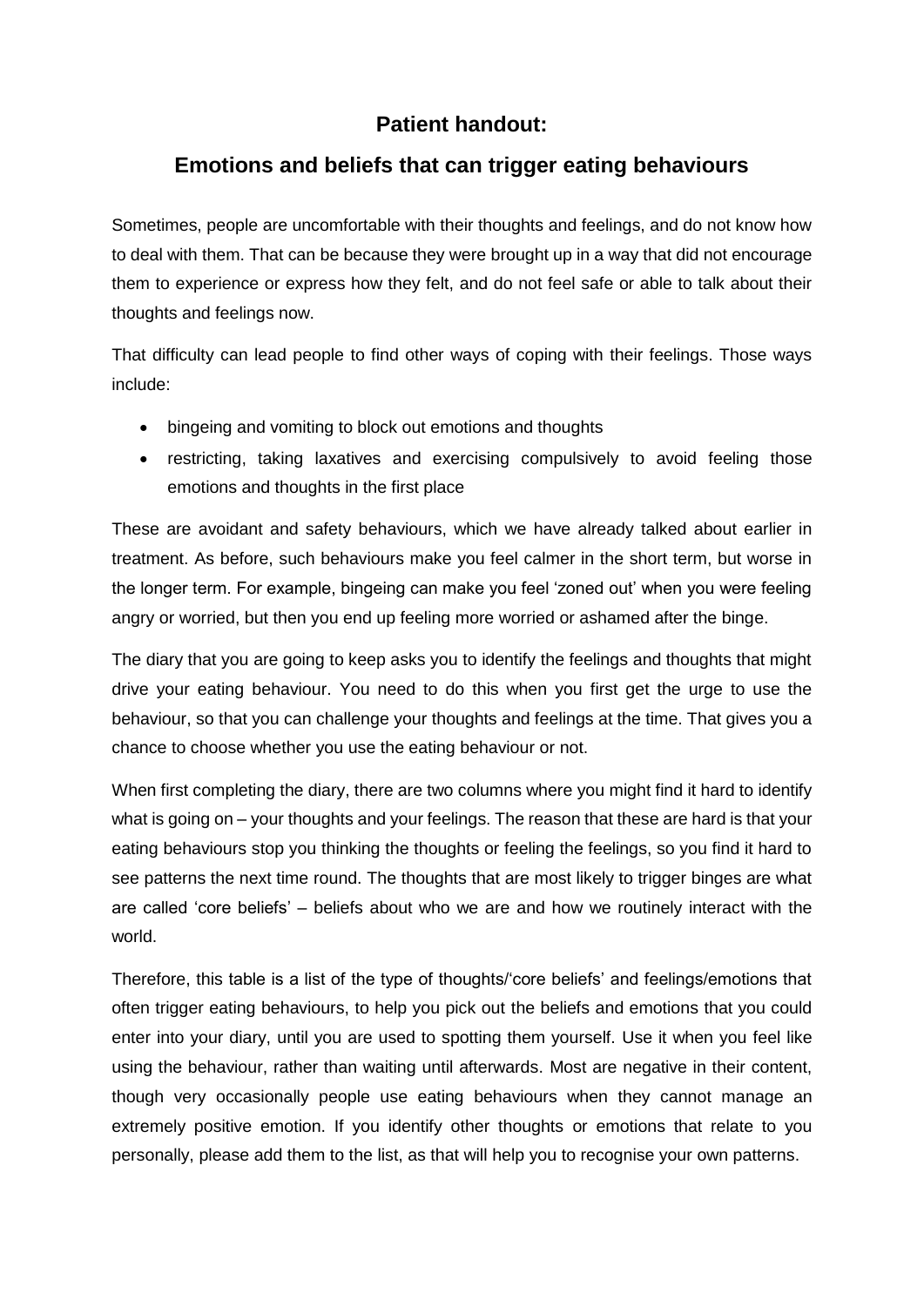# Patient handout:

## Emotions and beliefs that can trigger eating behaviours

Sometimes, people are uncomfortable with their thoughts and feelings, and do not know how to deal with them. That can be because they were brought up in a way that did not encourage them to experience or express how they felt, and do not feel safe or able to talk about their thoughts and feelings now.

That difficulty can lead people to find other ways of coping with their feelings. Those ways include:

- bingeing and vomiting to block out emotions and thoughts
- restricting, taking laxatives and exercising compulsively to avoid feeling those emotions and thoughts in the first place

These are avoidant and safety behaviours, which we have already talked about earlier in treatment. As before, such behaviours make you feel calmer in the short term, but worse in the longer term. For example, bingeing can make you feel 'zoned out' when you were feeling angry or worried, but then you end up feeling more worried or ashamed after the binge.

The diary that you are going to keep asks you to identify the feelings and thoughts that might drive your eating behaviour. You need to do this when you first get the urge to use the behaviour, so that you can challenge your thoughts and feelings at the time. That gives you a chance to choose whether you use the eating behaviour or not.

When first completing the diary, there are two columns where you might find it hard to identify what is going on – your thoughts and your feelings. The reason that these are hard is that your eating behaviours stop you thinking the thoughts or feeling the feelings, so you find it hard to see patterns the next time round. The thoughts that are most likely to trigger binges are what are called 'core beliefs' – beliefs about who we are and how we routinely interact with the world.

Therefore, this table is a list of the type of thoughts/'core beliefs' and feelings/emotions that often trigger eating behaviours, to help you pick out the beliefs and emotions that you could enter into your diary, until you are used to spotting them yourself. Use it when you feel like using the behaviour, rather than waiting until afterwards. Most are negative in their content, though very occasionally people use eating behaviours when they cannot manage an extremely positive emotion. If you identify other thoughts or emotions that relate to you personally, please add them to the list, as that will help you to recognise your own patterns.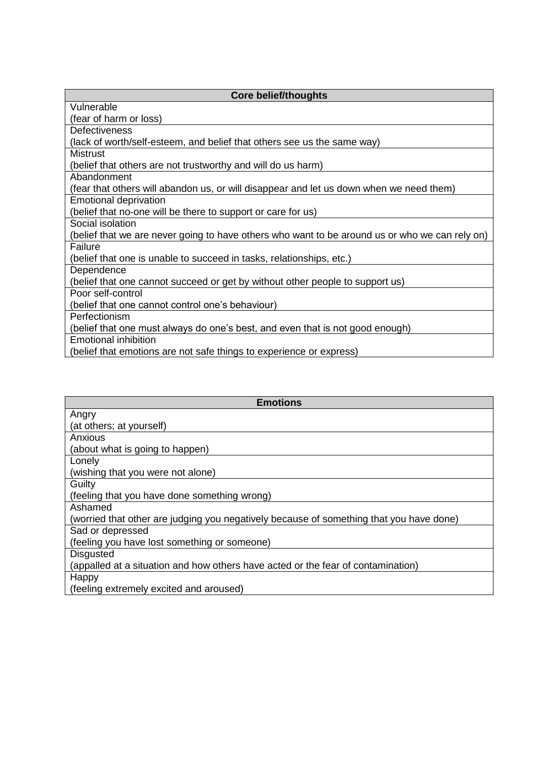| Core belief/thoughts |
|---|
| Vulnerable<br>(fear of harm or loss) |
| Defectiveness<br>(lack of worth/self-esteem, and belief that others see us the same way) |
| Mistrust<br>(belief that others are not trustworthy and will do us harm) |
| Abandonment<br>(fear that others will abandon us, or will disappear and let us down when we need them) |
| Emotional deprivation<br>(belief that no-one will be there to support or care for us) |
| Social isolation<br>(belief that we are never going to have others who want to be around us or who we can rely on) |
| Failure<br>(belief that one is unable to succeed in tasks, relationships, etc.) |
| Dependence<br>(belief that one cannot succeed or get by without other people to support us) |
| Poor self-control<br>(belief that one cannot control one's behaviour) |
| Perfectionism<br>(belief that one must always do one's best, and even that is not good enough) |
| Emotional inhibition<br>(belief that emotions are not safe things to experience or express) |

| Emotions |
|---|
| Angry<br>(at others; at yourself) |
| Anxious<br>(about what is going to happen) |
| Lonely<br>(wishing that you were not alone) |
| Guilty<br>(feeling that you have done something wrong) |
| Ashamed<br>(worried that other are judging you negatively because of something that you have done) |
| Sad or depressed<br>(feeling you have lost something or someone) |
| Disgusted<br>(appalled at a situation and how others have acted or the fear of contamination) |
| Happy<br>(feeling extremely excited and aroused) |